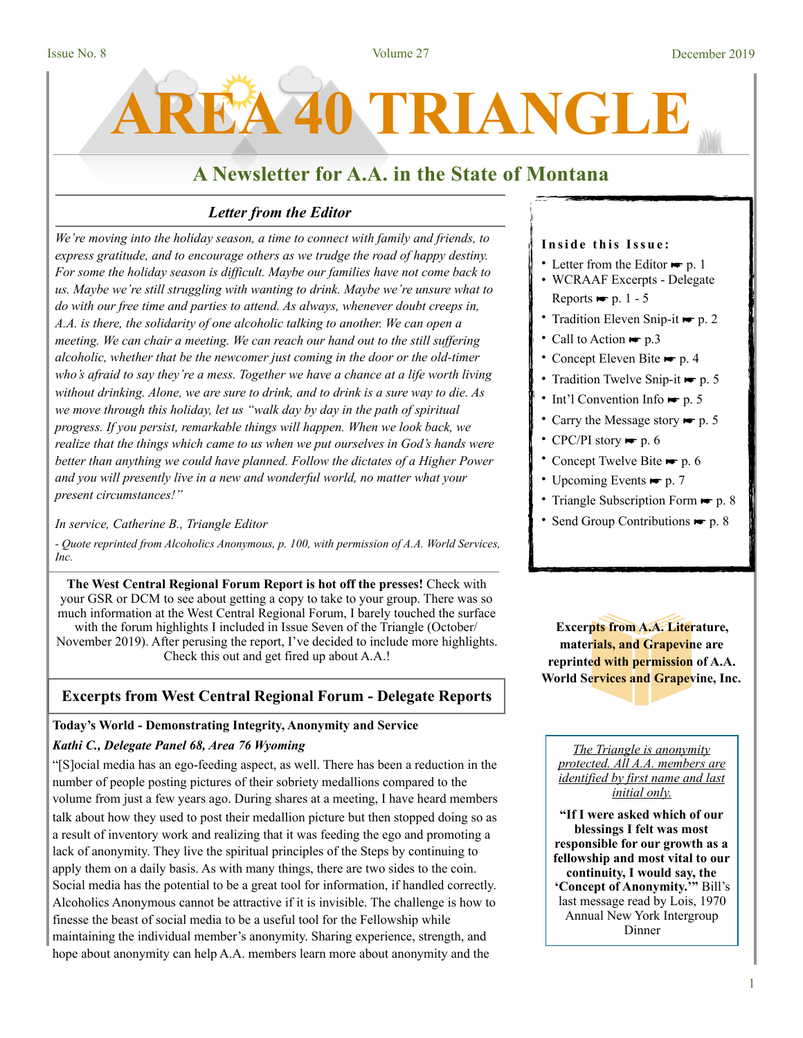Issue No. 8 — Volume 27 — December 2019

# AREA 40 TRIANGLE

## A Newsletter for A.A. in the State of Montana

### *Letter from the Editor*

*We're moving into the holiday season, a time to connect with family and friends, to express gratitude, and to encourage others as we trudge the road of happy destiny. For some the holiday season is difficult. Maybe our families have not come back to us. Maybe we're still struggling with wanting to drink. Maybe we're unsure what to do with our free time and parties to attend. As always, whenever doubt creeps in, A.A. is there, the solidarity of one alcoholic talking to another. We can open a meeting. We can chair a meeting. We can reach our hand out to the still suffering alcoholic, whether that be the newcomer just coming in the door or the old-timer who's afraid to say they're a mess. Together we have a chance at a life worth living without drinking. Alone, we are sure to drink, and to drink is a sure way to die. As we move through this holiday, let us "walk day by day in the path of spiritual progress. If you persist, remarkable things will happen. When we look back, we realize that the things which came to us when we put ourselves in God's hands were better than anything we could have planned. Follow the dictates of a Higher Power and you will presently live in a new and wonderful world, no matter what your present circumstances!"*

*In service, Catherine B., Triangle Editor*

*- Quote reprinted from Alcoholics Anonymous, p. 100, with permission of A.A. World Services, Inc.*

**The West Central Regional Forum Report is hot off the presses!** Check with your GSR or DCM to see about getting a copy to take to your group. There was so much information at the West Central Regional Forum, I barely touched the surface with the forum highlights I included in Issue Seven of the Triangle (October/November 2019). After perusing the report, I've decided to include more highlights. Check this out and get fired up about A.A.!

**Inside this Issue:**

- Letter from the Editor ☛ p. 1
- WCRAAF Excerpts - Delegate Reports ☛ p. 1 - 5
- Tradition Eleven Snip-it ☛ p. 2
- Call to Action ☛ p.3
- Concept Eleven Bite ☛ p. 4
- Tradition Twelve Snip-it ☛ p. 5
- Int'l Convention Info ☛ p. 5
- Carry the Message story ☛ p. 5
- CPC/PI story ☛ p. 6
- Concept Twelve Bite ☛ p. 6
- Upcoming Events ☛ p. 7
- Triangle Subscription Form ☛ p. 8
- Send Group Contributions ☛ p. 8

**Excerpts from A.A. Literature, materials, and Grapevine are reprinted with permission of A.A. World Services and Grapevine, Inc.**

*The Triangle is anonymity protected. All A.A. members are identified by first name and last initial only.*

**"If I were asked which of our blessings I felt was most responsible for our growth as a fellowship and most vital to our continuity, I would say, the 'Concept of Anonymity.'"** Bill's last message read by Lois, 1970 Annual New York Intergroup Dinner

## Excerpts from West Central Regional Forum - Delegate Reports

**Today's World - Demonstrating Integrity, Anonymity and Service**

***Kathi C., Delegate Panel 68, Area 76 Wyoming***

"[S]ocial media has an ego-feeding aspect, as well. There has been a reduction in the number of people posting pictures of their sobriety medallions compared to the volume from just a few years ago. During shares at a meeting, I have heard members talk about how they used to post their medallion picture but then stopped doing so as a result of inventory work and realizing that it was feeding the ego and promoting a lack of anonymity. They live the spiritual principles of the Steps by continuing to apply them on a daily basis. As with many things, there are two sides to the coin. Social media has the potential to be a great tool for information, if handled correctly. Alcoholics Anonymous cannot be attractive if it is invisible. The challenge is how to finesse the beast of social media to be a useful tool for the Fellowship while maintaining the individual member's anonymity. Sharing experience, strength, and hope about anonymity can help A.A. members learn more about anonymity and the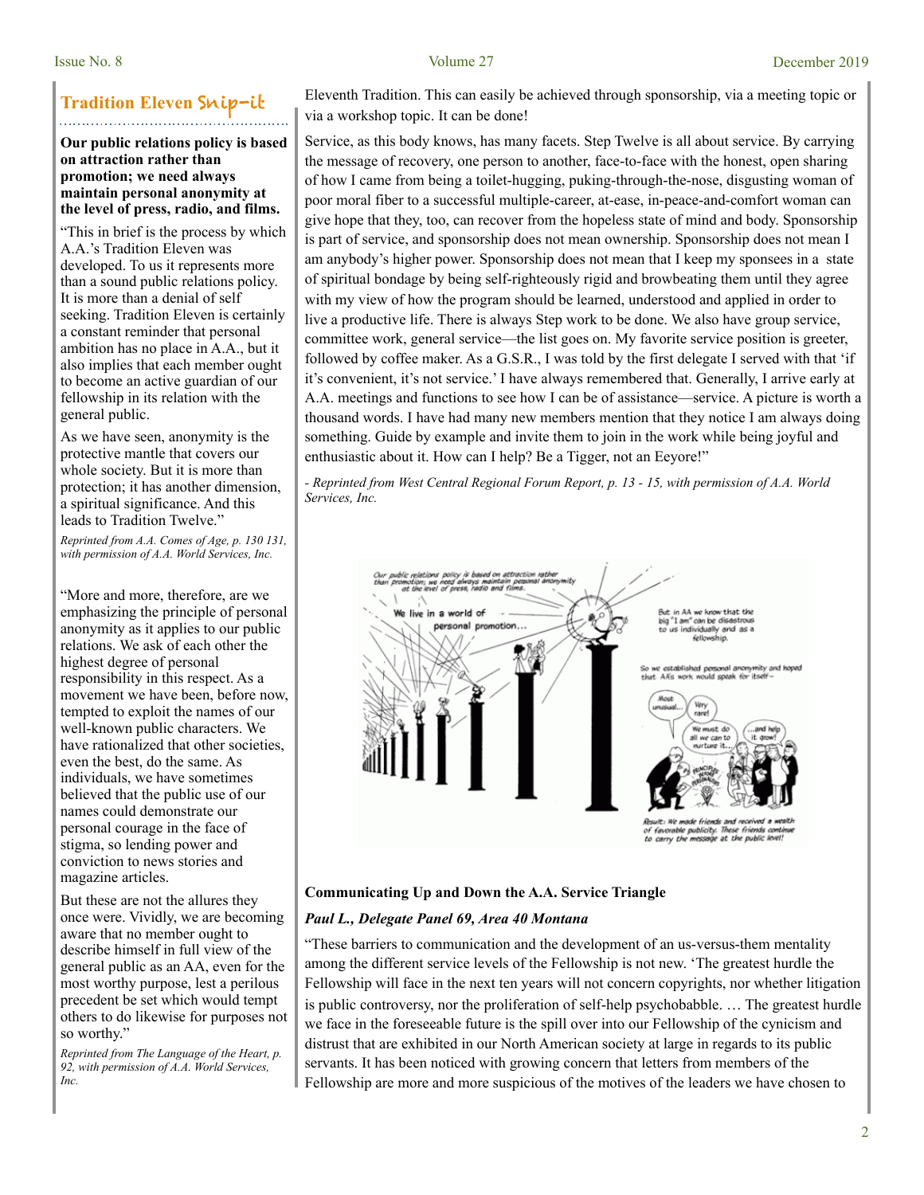## Tradition Eleven Snip-it

**Our public relations policy is based on attraction rather than promotion; we need always maintain personal anonymity at the level of press, radio, and films.**

"This in brief is the process by which A.A.'s Tradition Eleven was developed. To us it represents more than a sound public relations policy. It is more than a denial of self seeking. Tradition Eleven is certainly a constant reminder that personal ambition has no place in A.A., but it also implies that each member ought to become an active guardian of our fellowship in its relation with the general public.

As we have seen, anonymity is the protective mantle that covers our whole society. But it is more than protection; it has another dimension, a spiritual significance. And this leads to Tradition Twelve."

*Reprinted from A.A. Comes of Age, p. 130 131, with permission of A.A. World Services, Inc.*

"More and more, therefore, are we emphasizing the principle of personal anonymity as it applies to our public relations. We ask of each other the highest degree of personal responsibility in this respect. As a movement we have been, before now, tempted to exploit the names of our well-known public characters. We have rationalized that other societies, even the best, do the same. As individuals, we have sometimes believed that the public use of our names could demonstrate our personal courage in the face of stigma, so lending power and conviction to news stories and magazine articles.

But these are not the allures they once were. Vividly, we are becoming aware that no member ought to describe himself in full view of the general public as an AA, even for the most worthy purpose, lest a perilous precedent be set which would tempt others to do likewise for purposes not so worthy."

*Reprinted from The Language of the Heart, p. 92, with permission of A.A. World Services, Inc.*

Eleventh Tradition. This can easily be achieved through sponsorship, via a meeting topic or via a workshop topic. It can be done!

Service, as this body knows, has many facets. Step Twelve is all about service. By carrying the message of recovery, one person to another, face-to-face with the honest, open sharing of how I came from being a toilet-hugging, puking-through-the-nose, disgusting woman of poor moral fiber to a successful multiple-career, at-ease, in-peace-and-comfort woman can give hope that they, too, can recover from the hopeless state of mind and body. Sponsorship is part of service, and sponsorship does not mean ownership. Sponsorship does not mean I am anybody's higher power. Sponsorship does not mean that I keep my sponsees in a state of spiritual bondage by being self-righteously rigid and browbeating them until they agree with my view of how the program should be learned, understood and applied in order to live a productive life. There is always Step work to be done. We also have group service, committee work, general service—the list goes on. My favorite service position is greeter, followed by coffee maker. As a G.S.R., I was told by the first delegate I served with that 'if it's convenient, it's not service.' I have always remembered that. Generally, I arrive early at A.A. meetings and functions to see how I can be of assistance—service. A picture is worth a thousand words. I have had many new members mention that they notice I am always doing something. Guide by example and invite them to join in the work while being joyful and enthusiastic about it. How can I help? Be a Tigger, not an Eeyore!"

*- Reprinted from West Central Regional Forum Report, p. 13 - 15, with permission of A.A. World Services, Inc.*

Our public relations policy is based on attraction rather than promotion; we need always maintain personal anonymity at the level of press, radio and films.

We live in a world of personal promotion...

But in AA we know that the big "I am" can be disastrous to us individually and as a fellowship.

So we established personal anonymity and hoped that AA's work would speak for itself—

Most unusual... Very rare! We must do all we can to nurture it... ...and help it grow!

Result: We made friends and received a wealth of favorable publicity. These friends continue to carry the message at the public level!

**Communicating Up and Down the A.A. Service Triangle**

***Paul L., Delegate Panel 69, Area 40 Montana***

"These barriers to communication and the development of an us-versus-them mentality among the different service levels of the Fellowship is not new. 'The greatest hurdle the Fellowship will face in the next ten years will not concern copyrights, nor whether litigation is public controversy, nor the proliferation of self-help psychobabble. … The greatest hurdle we face in the foreseeable future is the spill over into our Fellowship of the cynicism and distrust that are exhibited in our North American society at large in regards to its public servants. It has been noticed with growing concern that letters from members of the Fellowship are more and more suspicious of the motives of the leaders we have chosen to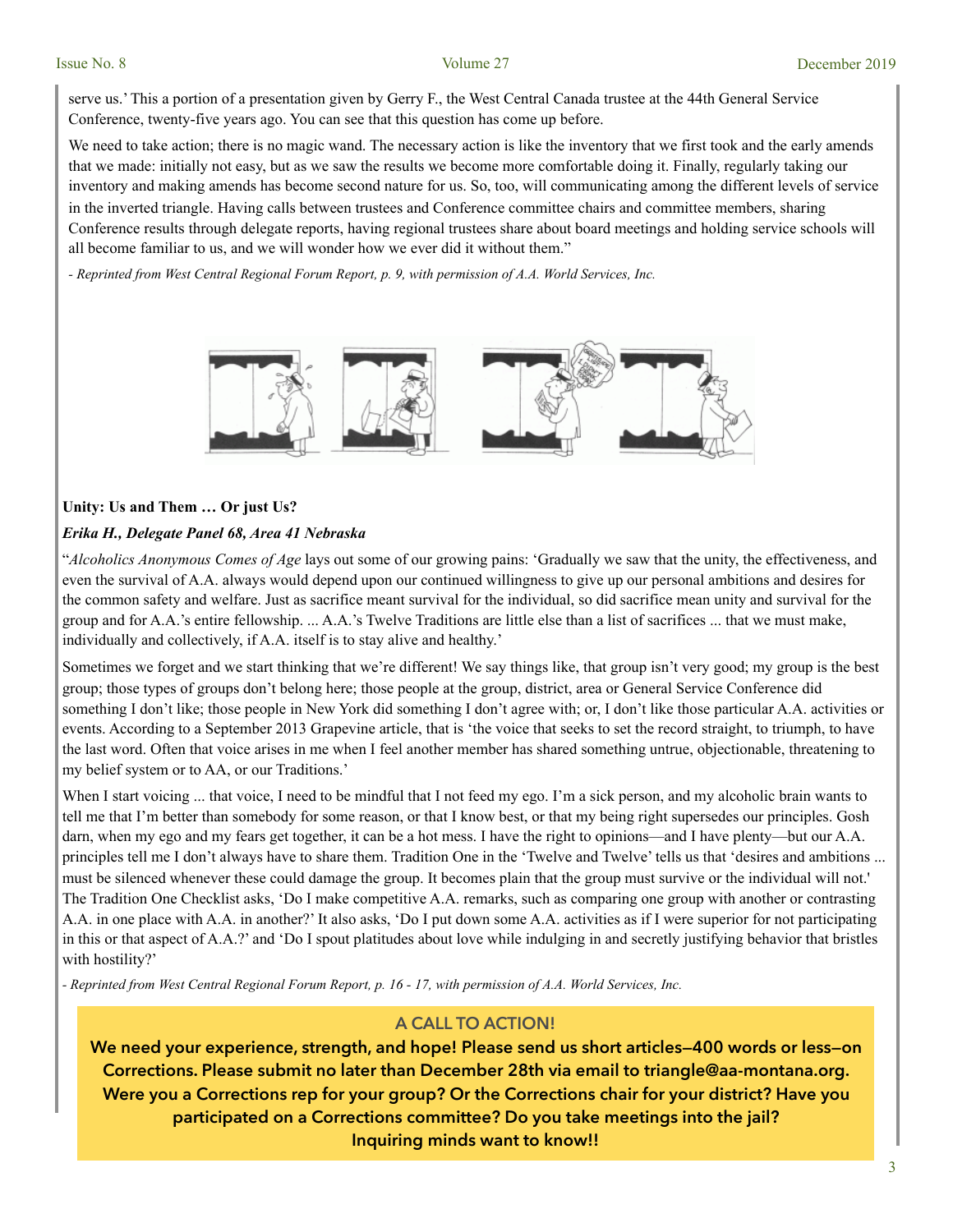serve us.' This a portion of a presentation given by Gerry F., the West Central Canada trustee at the 44th General Service Conference, twenty-five years ago. You can see that this question has come up before.

We need to take action; there is no magic wand. The necessary action is like the inventory that we first took and the early amends that we made: initially not easy, but as we saw the results we become more comfortable doing it. Finally, regularly taking our inventory and making amends has become second nature for us. So, too, will communicating among the different levels of service in the inverted triangle. Having calls between trustees and Conference committee chairs and committee members, sharing Conference results through delegate reports, having regional trustees share about board meetings and holding service schools will all become familiar to us, and we will wonder how we ever did it without them."

*- Reprinted from West Central Regional Forum Report, p. 9, with permission of A.A. World Services, Inc.*

**Unity: Us and Them … Or just Us?**

***Erika H., Delegate Panel 68, Area 41 Nebraska***

"*Alcoholics Anonymous Comes of Age* lays out some of our growing pains: 'Gradually we saw that the unity, the effectiveness, and even the survival of A.A. always would depend upon our continued willingness to give up our personal ambitions and desires for the common safety and welfare. Just as sacrifice meant survival for the individual, so did sacrifice mean unity and survival for the group and for A.A.'s entire fellowship. ... A.A.'s Twelve Traditions are little else than a list of sacrifices ... that we must make, individually and collectively, if A.A. itself is to stay alive and healthy.'

Sometimes we forget and we start thinking that we're different! We say things like, that group isn't very good; my group is the best group; those types of groups don't belong here; those people at the group, district, area or General Service Conference did something I don't like; those people in New York did something I don't agree with; or, I don't like those particular A.A. activities or events. According to a September 2013 Grapevine article, that is 'the voice that seeks to set the record straight, to triumph, to have the last word. Often that voice arises in me when I feel another member has shared something untrue, objectionable, threatening to my belief system or to AA, or our Traditions.'

When I start voicing ... that voice, I need to be mindful that I not feed my ego. I'm a sick person, and my alcoholic brain wants to tell me that I'm better than somebody for some reason, or that I know best, or that my being right supersedes our principles. Gosh darn, when my ego and my fears get together, it can be a hot mess. I have the right to opinions—and I have plenty—but our A.A. principles tell me I don't always have to share them. Tradition One in the 'Twelve and Twelve' tells us that 'desires and ambitions ... must be silenced whenever these could damage the group. It becomes plain that the group must survive or the individual will not.' The Tradition One Checklist asks, 'Do I make competitive A.A. remarks, such as comparing one group with another or contrasting A.A. in one place with A.A. in another?' It also asks, 'Do I put down some A.A. activities as if I were superior for not participating in this or that aspect of A.A.?' and 'Do I spout platitudes about love while indulging in and secretly justifying behavior that bristles with hostility?'

*- Reprinted from West Central Regional Forum Report, p. 16 - 17, with permission of A.A. World Services, Inc.*

**A CALL TO ACTION!**

**We need your experience, strength, and hope! Please send us short articles—400 words or less—on Corrections. Please submit no later than December 28th via email to triangle@aa-montana.org. Were you a Corrections rep for your group? Or the Corrections chair for your district? Have you participated on a Corrections committee? Do you take meetings into the jail? Inquiring minds want to know!!**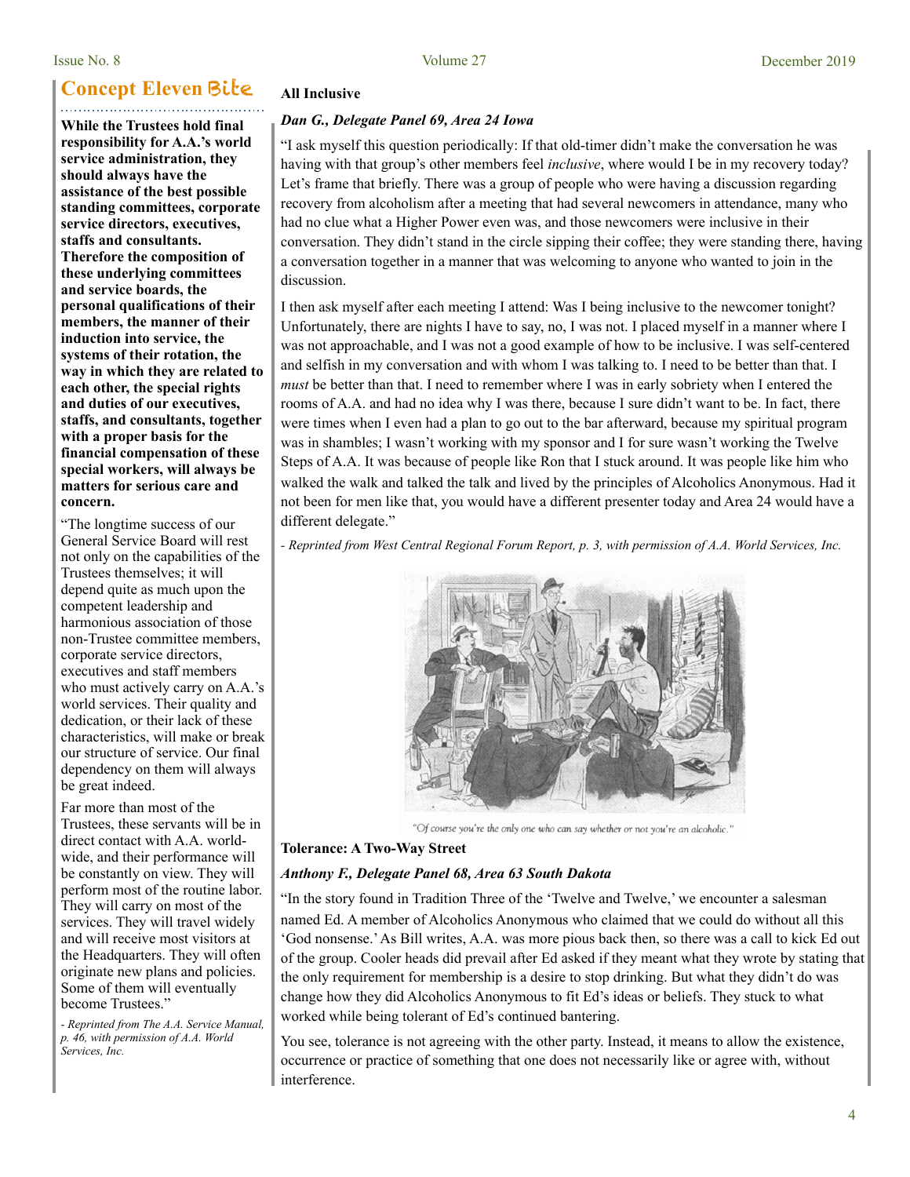## Concept Eleven Bite

**While the Trustees hold final responsibility for A.A.'s world service administration, they should always have the assistance of the best possible standing committees, corporate service directors, executives, staffs and consultants. Therefore the composition of these underlying committees and service boards, the personal qualifications of their members, the manner of their induction into service, the systems of their rotation, the way in which they are related to each other, the special rights and duties of our executives, staffs, and consultants, together with a proper basis for the financial compensation of these special workers, will always be matters for serious care and concern.**

"The longtime success of our General Service Board will rest not only on the capabilities of the Trustees themselves; it will depend quite as much upon the competent leadership and harmonious association of those non-Trustee committee members, corporate service directors, executives and staff members who must actively carry on A.A.'s world services. Their quality and dedication, or their lack of these characteristics, will make or break our structure of service. Our final dependency on them will always be great indeed.

Far more than most of the Trustees, these servants will be in direct contact with A.A. world-wide, and their performance will be constantly on view. They will perform most of the routine labor. They will carry on most of the services. They will travel widely and will receive most visitors at the Headquarters. They will often originate new plans and policies. Some of them will eventually become Trustees."

*- Reprinted from The A.A. Service Manual, p. 46, with permission of A.A. World Services, Inc.*

**All Inclusive**

***Dan G., Delegate Panel 69, Area 24 Iowa***

"I ask myself this question periodically: If that old-timer didn't make the conversation he was having with that group's other members feel *inclusive*, where would I be in my recovery today? Let's frame that briefly. There was a group of people who were having a discussion regarding recovery from alcoholism after a meeting that had several newcomers in attendance, many who had no clue what a Higher Power even was, and those newcomers were inclusive in their conversation. They didn't stand in the circle sipping their coffee; they were standing there, having a conversation together in a manner that was welcoming to anyone who wanted to join in the discussion.

I then ask myself after each meeting I attend: Was I being inclusive to the newcomer tonight? Unfortunately, there are nights I have to say, no, I was not. I placed myself in a manner where I was not approachable, and I was not a good example of how to be inclusive. I was self-centered and selfish in my conversation and with whom I was talking to. I need to be better than that. I *must* be better than that. I need to remember where I was in early sobriety when I entered the rooms of A.A. and had no idea why I was there, because I sure didn't want to be. In fact, there were times when I even had a plan to go out to the bar afterward, because my spiritual program was in shambles; I wasn't working with my sponsor and I for sure wasn't working the Twelve Steps of A.A. It was because of people like Ron that I stuck around. It was people like him who walked the walk and talked the talk and lived by the principles of Alcoholics Anonymous. Had it not been for men like that, you would have a different presenter today and Area 24 would have a different delegate."

*- Reprinted from West Central Regional Forum Report, p. 3, with permission of A.A. World Services, Inc.*

"Of course you're the only one who can say whether or not you're an alcoholic."

**Tolerance: A Two-Way Street**

***Anthony F., Delegate Panel 68, Area 63 South Dakota***

"In the story found in Tradition Three of the 'Twelve and Twelve,' we encounter a salesman named Ed. A member of Alcoholics Anonymous who claimed that we could do without all this 'God nonsense.' As Bill writes, A.A. was more pious back then, so there was a call to kick Ed out of the group. Cooler heads did prevail after Ed asked if they meant what they wrote by stating that the only requirement for membership is a desire to stop drinking. But what they didn't do was change how they did Alcoholics Anonymous to fit Ed's ideas or beliefs. They stuck to what worked while being tolerant of Ed's continued bantering.

You see, tolerance is not agreeing with the other party. Instead, it means to allow the existence, occurrence or practice of something that one does not necessarily like or agree with, without interference.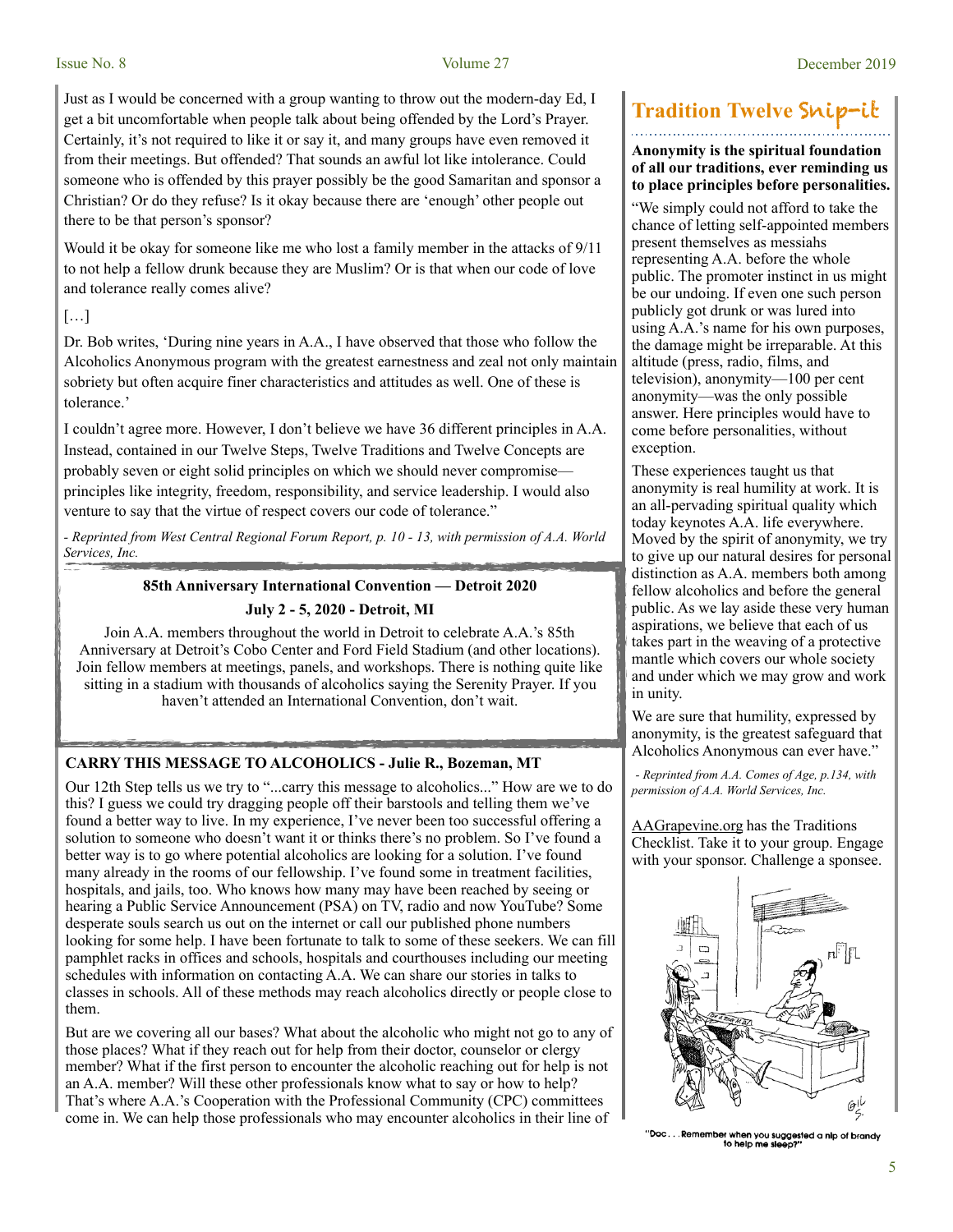Just as I would be concerned with a group wanting to throw out the modern-day Ed, I get a bit uncomfortable when people talk about being offended by the Lord's Prayer. Certainly, it's not required to like it or say it, and many groups have even removed it from their meetings. But offended? That sounds an awful lot like intolerance. Could someone who is offended by this prayer possibly be the good Samaritan and sponsor a Christian? Or do they refuse? Is it okay because there are 'enough' other people out there to be that person's sponsor?

Would it be okay for someone like me who lost a family member in the attacks of 9/11 to not help a fellow drunk because they are Muslim? Or is that when our code of love and tolerance really comes alive?

[…]

Dr. Bob writes, 'During nine years in A.A., I have observed that those who follow the Alcoholics Anonymous program with the greatest earnestness and zeal not only maintain sobriety but often acquire finer characteristics and attitudes as well. One of these is tolerance.'

I couldn't agree more. However, I don't believe we have 36 different principles in A.A. Instead, contained in our Twelve Steps, Twelve Traditions and Twelve Concepts are probably seven or eight solid principles on which we should never compromise—principles like integrity, freedom, responsibility, and service leadership. I would also venture to say that the virtue of respect covers our code of tolerance."

*- Reprinted from West Central Regional Forum Report, p. 10 - 13, with permission of A.A. World Services, Inc.*

**85th Anniversary International Convention — Detroit 2020**

**July 2 - 5, 2020 - Detroit, MI**

Join A.A. members throughout the world in Detroit to celebrate A.A.'s 85th Anniversary at Detroit's Cobo Center and Ford Field Stadium (and other locations). Join fellow members at meetings, panels, and workshops. There is nothing quite like sitting in a stadium with thousands of alcoholics saying the Serenity Prayer. If you haven't attended an International Convention, don't wait.

## CARRY THIS MESSAGE TO ALCOHOLICS - Julie R., Bozeman, MT

Our 12th Step tells us we try to "...carry this message to alcoholics..." How are we to do this? I guess we could try dragging people off their barstools and telling them we've found a better way to live. In my experience, I've never been too successful offering a solution to someone who doesn't want it or thinks there's no problem. So I've found a better way is to go where potential alcoholics are looking for a solution. I've found many already in the rooms of our fellowship. I've found some in treatment facilities, hospitals, and jails, too. Who knows how many may have been reached by seeing or hearing a Public Service Announcement (PSA) on TV, radio and now YouTube? Some desperate souls search us out on the internet or call our published phone numbers looking for some help. I have been fortunate to talk to some of these seekers. We can fill pamphlet racks in offices and schools, hospitals and courthouses including our meeting schedules with information on contacting A.A. We can share our stories in talks to classes in schools. All of these methods may reach alcoholics directly or people close to them.

But are we covering all our bases? What about the alcoholic who might not go to any of those places? What if they reach out for help from their doctor, counselor or clergy member? What if the first person to encounter the alcoholic reaching out for help is not an A.A. member? Will these other professionals know what to say or how to help? That's where A.A.'s Cooperation with the Professional Community (CPC) committees come in. We can help those professionals who may encounter alcoholics in their line of

## Tradition Twelve Snip-it

**Anonymity is the spiritual foundation of all our traditions, ever reminding us to place principles before personalities.**

"We simply could not afford to take the chance of letting self-appointed members present themselves as messiahs representing A.A. before the whole public. The promoter instinct in us might be our undoing. If even one such person publicly got drunk or was lured into using A.A.'s name for his own purposes, the damage might be irreparable. At this altitude (press, radio, films, and television), anonymity—100 per cent anonymity—was the only possible answer. Here principles would have to come before personalities, without exception.

These experiences taught us that anonymity is real humility at work. It is an all-pervading spiritual quality which today keynotes A.A. life everywhere. Moved by the spirit of anonymity, we try to give up our natural desires for personal distinction as A.A. members both among fellow alcoholics and before the general public. As we lay aside these very human aspirations, we believe that each of us takes part in the weaving of a protective mantle which covers our whole society and under which we may grow and work in unity.

We are sure that humility, expressed by anonymity, is the greatest safeguard that Alcoholics Anonymous can ever have."

*- Reprinted from A.A. Comes of Age, p.134, with permission of A.A. World Services, Inc.*

AAGrapevine.org has the Traditions Checklist. Take it to your group. Engage with your sponsor. Challenge a sponsee.

"Doc. . .Remember when you suggested a nip of brandy to help me sleep?"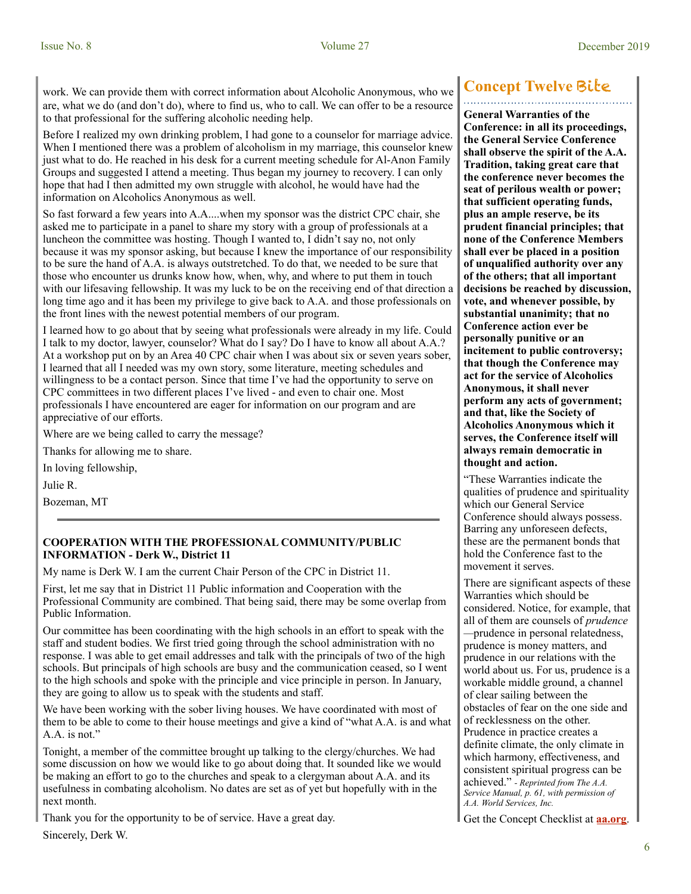work. We can provide them with correct information about Alcoholic Anonymous, who we are, what we do (and don't do), where to find us, who to call. We can offer to be a resource to that professional for the suffering alcoholic needing help.

Before I realized my own drinking problem, I had gone to a counselor for marriage advice. When I mentioned there was a problem of alcoholism in my marriage, this counselor knew just what to do. He reached in his desk for a current meeting schedule for Al-Anon Family Groups and suggested I attend a meeting. Thus began my journey to recovery. I can only hope that had I then admitted my own struggle with alcohol, he would have had the information on Alcoholics Anonymous as well.

So fast forward a few years into A.A....when my sponsor was the district CPC chair, she asked me to participate in a panel to share my story with a group of professionals at a luncheon the committee was hosting. Though I wanted to, I didn't say no, not only because it was my sponsor asking, but because I knew the importance of our responsibility to be sure the hand of A.A. is always outstretched. To do that, we needed to be sure that those who encounter us drunks know how, when, why, and where to put them in touch with our lifesaving fellowship. It was my luck to be on the receiving end of that direction a long time ago and it has been my privilege to give back to A.A. and those professionals on the front lines with the newest potential members of our program.

I learned how to go about that by seeing what professionals were already in my life. Could I talk to my doctor, lawyer, counselor? What do I say? Do I have to know all about A.A.? At a workshop put on by an Area 40 CPC chair when I was about six or seven years sober, I learned that all I needed was my own story, some literature, meeting schedules and willingness to be a contact person. Since that time I've had the opportunity to serve on CPC committees in two different places I've lived - and even to chair one. Most professionals I have encountered are eager for information on our program and are appreciative of our efforts.

Where are we being called to carry the message?

Thanks for allowing me to share.

In loving fellowship,

Julie R.

Bozeman, MT

---

**COOPERATION WITH THE PROFESSIONAL COMMUNITY/PUBLIC INFORMATION - Derk W., District 11**

My name is Derk W. I am the current Chair Person of the CPC in District 11.

First, let me say that in District 11 Public information and Cooperation with the Professional Community are combined. That being said, there may be some overlap from Public Information.

Our committee has been coordinating with the high schools in an effort to speak with the staff and student bodies. We first tried going through the school administration with no response. I was able to get email addresses and talk with the principals of two of the high schools. But principals of high schools are busy and the communication ceased, so I went to the high schools and spoke with the principle and vice principle in person. In January, they are going to allow us to speak with the students and staff.

We have been working with the sober living houses. We have coordinated with most of them to be able to come to their house meetings and give a kind of "what A.A. is and what A.A. is not."

Tonight, a member of the committee brought up talking to the clergy/churches. We had some discussion on how we would like to go about doing that. It sounded like we would be making an effort to go to the churches and speak to a clergyman about A.A. and its usefulness in combating alcoholism. No dates are set as of yet but hopefully with in the next month.

Thank you for the opportunity to be of service. Have a great day.

Sincerely, Derk W.

## Concept Twelve Bite

**General Warranties of the Conference: in all its proceedings, the General Service Conference shall observe the spirit of the A.A. Tradition, taking great care that the conference never becomes the seat of perilous wealth or power; that sufficient operating funds, plus an ample reserve, be its prudent financial principles; that none of the Conference Members shall ever be placed in a position of unqualified authority over any of the others; that all important decisions be reached by discussion, vote, and whenever possible, by substantial unanimity; that no Conference action ever be personally punitive or an incitement to public controversy; that though the Conference may act for the service of Alcoholics Anonymous, it shall never perform any acts of government; and that, like the Society of Alcoholics Anonymous which it serves, the Conference itself will always remain democratic in thought and action.**

"These Warranties indicate the qualities of prudence and spirituality which our General Service Conference should always possess. Barring any unforeseen defects, these are the permanent bonds that hold the Conference fast to the movement it serves.

There are significant aspects of these Warranties which should be considered. Notice, for example, that all of them are counsels of *prudence*—prudence in personal relatedness, prudence is money matters, and prudence in our relations with the world about us. For us, prudence is a workable middle ground, a channel of clear sailing between the obstacles of fear on the one side and of recklessness on the other. Prudence in practice creates a definite climate, the only climate in which harmony, effectiveness, and consistent spiritual progress can be achieved." *- Reprinted from The A.A. Service Manual, p. 61, with permission of A.A. World Services, Inc.*

Get the Concept Checklist at **aa.org**.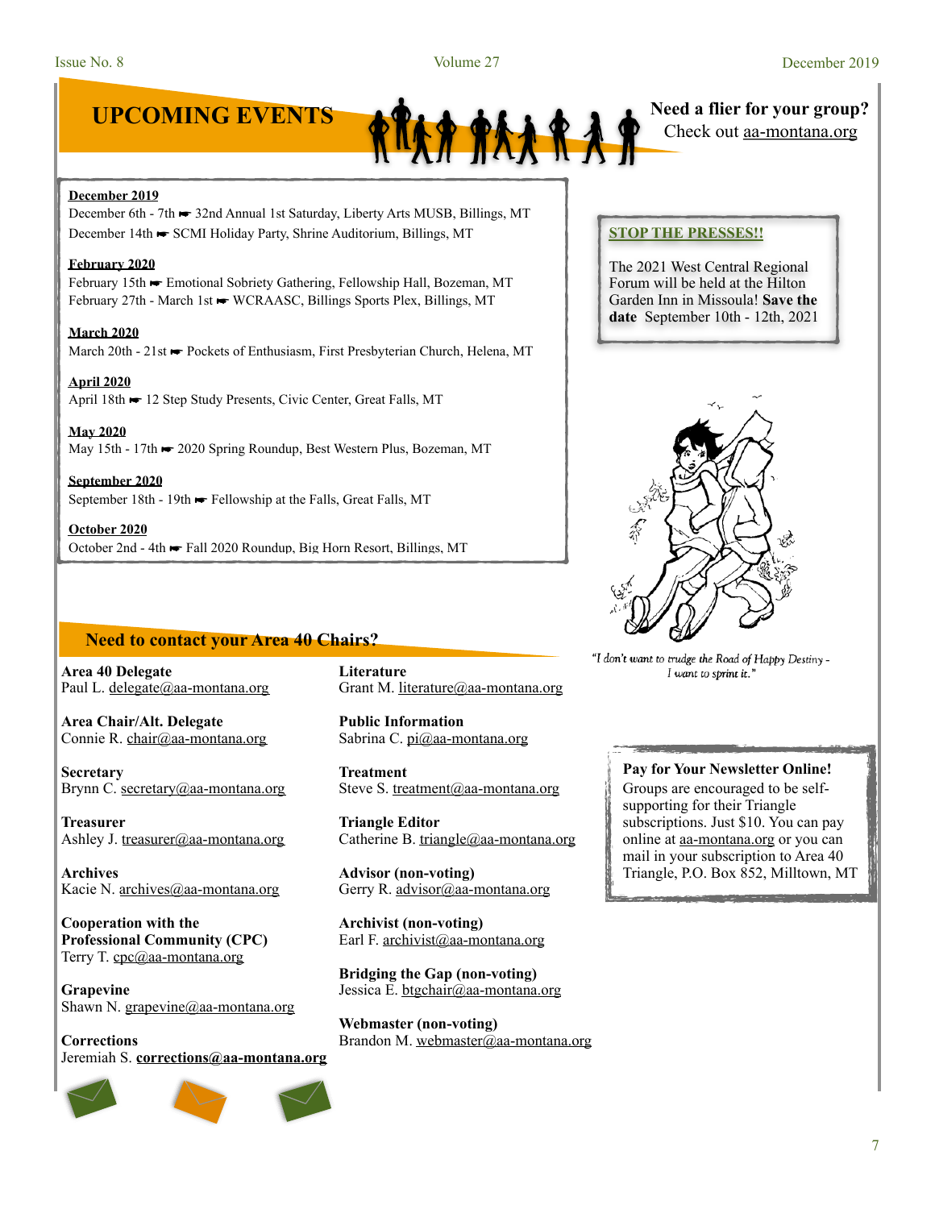## UPCOMING EVENTS

**Need a flier for your group?**
Check out aa-montana.org

**December 2019**
December 6th - 7th ☛ 32nd Annual 1st Saturday, Liberty Arts MUSB, Billings, MT
December 14th ☛ SCMI Holiday Party, Shrine Auditorium, Billings, MT

**February 2020**
February 15th ☛ Emotional Sobriety Gathering, Fellowship Hall, Bozeman, MT
February 27th - March 1st ☛ WCRAASC, Billings Sports Plex, Billings, MT

**March 2020**
March 20th - 21st ☛ Pockets of Enthusiasm, First Presbyterian Church, Helena, MT

**April 2020**
April 18th ☛ 12 Step Study Presents, Civic Center, Great Falls, MT

**May 2020**
May 15th - 17th ☛ 2020 Spring Roundup, Best Western Plus, Bozeman, MT

**September 2020**
September 18th - 19th ☛ Fellowship at the Falls, Great Falls, MT

**October 2020**
October 2nd - 4th ☛ Fall 2020 Roundup, Big Horn Resort, Billings, MT

**STOP THE PRESSES!!**

The 2021 West Central Regional Forum will be held at the Hilton Garden Inn in Missoula! **Save the date** September 10th - 12th, 2021

*"I don't want to trudge the Road of Happy Destiny - I want to sprint it."*

## Need to contact your Area 40 Chairs?

**Area 40 Delegate**
Paul L. delegate@aa-montana.org

**Area Chair/Alt. Delegate**
Connie R. chair@aa-montana.org

**Secretary**
Brynn C. secretary@aa-montana.org

**Treasurer**
Ashley J. treasurer@aa-montana.org

**Archives**
Kacie N. archives@aa-montana.org

**Cooperation with the Professional Community (CPC)**
Terry T. cpc@aa-montana.org

**Grapevine**
Shawn N. grapevine@aa-montana.org

**Corrections**
Jeremiah S. **corrections@aa-montana.org**

**Literature**
Grant M. literature@aa-montana.org

**Public Information**
Sabrina C. pi@aa-montana.org

**Treatment**
Steve S. treatment@aa-montana.org

**Triangle Editor**
Catherine B. triangle@aa-montana.org

**Advisor (non-voting)**
Gerry R. advisor@aa-montana.org

**Archivist (non-voting)**
Earl F. archivist@aa-montana.org

**Bridging the Gap (non-voting)**
Jessica E. btgchair@aa-montana.org

**Webmaster (non-voting)**
Brandon M. webmaster@aa-montana.org

**Pay for Your Newsletter Online!**
Groups are encouraged to be self-supporting for their Triangle subscriptions. Just $10. You can pay online at aa-montana.org or you can mail in your subscription to Area 40 Triangle, P.O. Box 852, Milltown, MT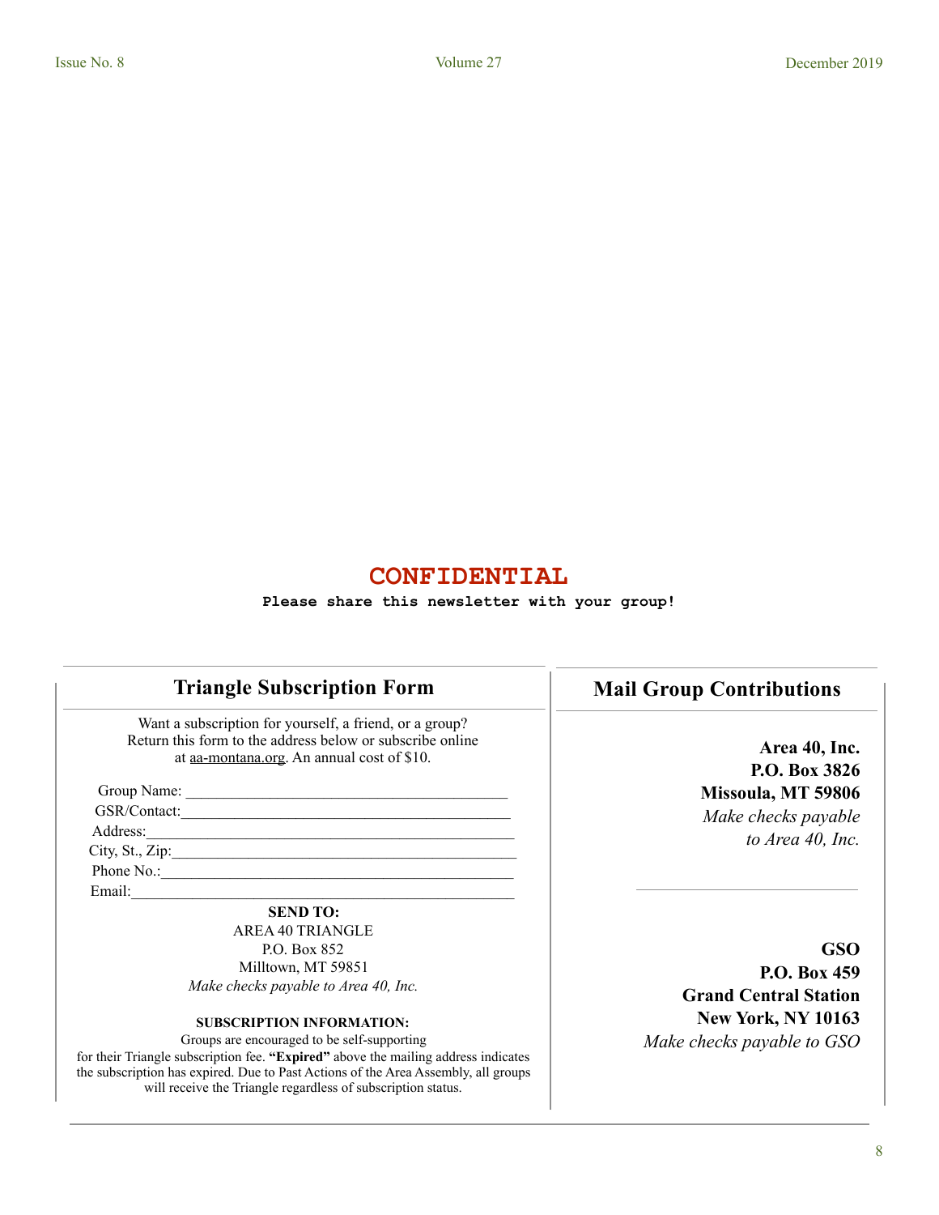**CONFIDENTIAL**

**Please share this newsletter with your group!**

## Triangle Subscription Form

Want a subscription for yourself, a friend, or a group?
Return this form to the address below or subscribe online at aa-montana.org. An annual cost of $10.

Group Name: ________________________________________

GSR/Contact:________________________________________

Address:____________________________________________

City, St., Zip:_______________________________________

Phone No.:__________________________________________

Email:______________________________________________

**SEND TO:**
AREA 40 TRIANGLE
P.O. Box 852
Milltown, MT 59851
*Make checks payable to Area 40, Inc.*

**SUBSCRIPTION INFORMATION:**
Groups are encouraged to be self-supporting for their Triangle subscription fee. **"Expired"** above the mailing address indicates the subscription has expired. Due to Past Actions of the Area Assembly, all groups will receive the Triangle regardless of subscription status.

## Mail Group Contributions

**Area 40, Inc.**
**P.O. Box 3826**
**Missoula, MT 59806**
*Make checks payable to Area 40, Inc.*

---

**GSO**
**P.O. Box 459**
**Grand Central Station**
**New York, NY 10163**
*Make checks payable to GSO*